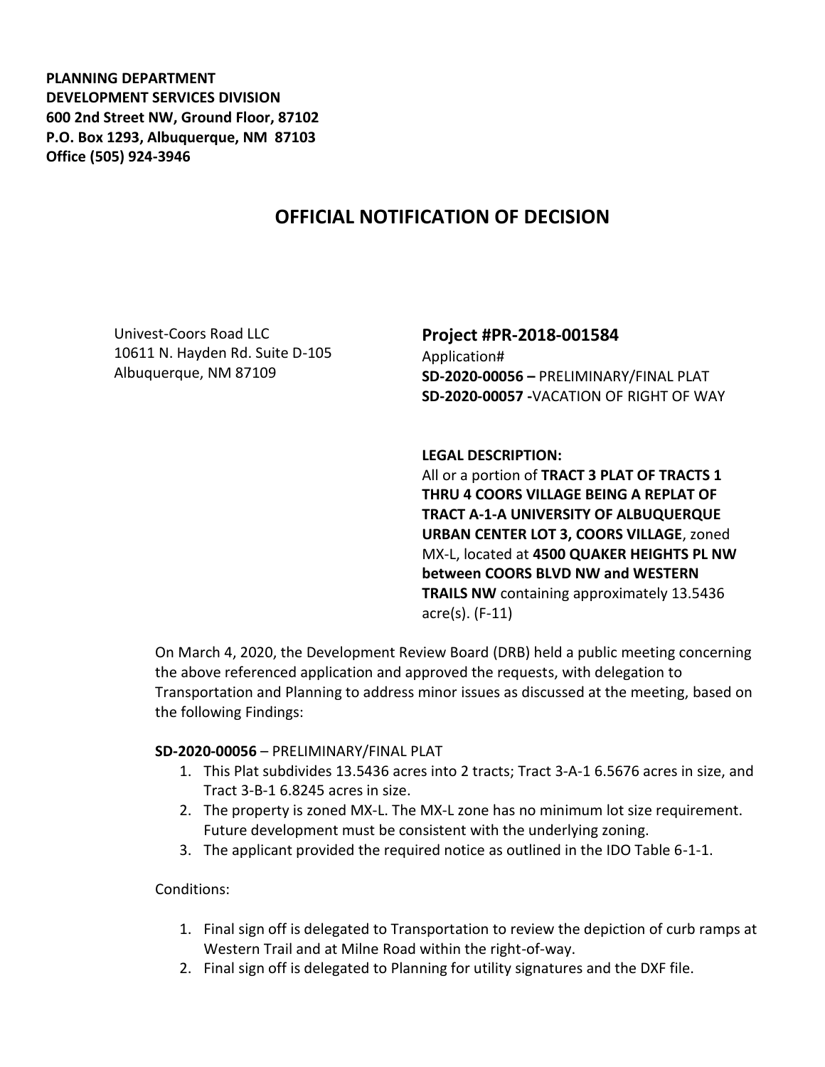**PLANNING DEPARTMENT**
**DEVELOPMENT SERVICES DIVISION**
**600 2nd Street NW, Ground Floor, 87102**
**P.O. Box 1293, Albuquerque, NM 87103**
**Office (505) 924-3946**

# OFFICIAL NOTIFICATION OF DECISION

Univest-Coors Road LLC
10611 N. Hayden Rd. Suite D-105
Albuquerque, NM 87109

## Project #PR-2018-001584

Application#
**SD-2020-00056 –** PRELIMINARY/FINAL PLAT
**SD-2020-00057 -**VACATION OF RIGHT OF WAY

**LEGAL DESCRIPTION:**
All or a portion of **TRACT 3 PLAT OF TRACTS 1 THRU 4 COORS VILLAGE BEING A REPLAT OF TRACT A-1-A UNIVERSITY OF ALBUQUERQUE URBAN CENTER LOT 3, COORS VILLAGE**, zoned MX-L, located at **4500 QUAKER HEIGHTS PL NW between COORS BLVD NW and WESTERN TRAILS NW** containing approximately 13.5436 acre(s). (F-11)

On March 4, 2020, the Development Review Board (DRB) held a public meeting concerning the above referenced application and approved the requests, with delegation to Transportation and Planning to address minor issues as discussed at the meeting, based on the following Findings:

**SD-2020-00056** – PRELIMINARY/FINAL PLAT

1. This Plat subdivides 13.5436 acres into 2 tracts; Tract 3-A-1 6.5676 acres in size, and Tract 3-B-1 6.8245 acres in size.
2. The property is zoned MX-L. The MX-L zone has no minimum lot size requirement. Future development must be consistent with the underlying zoning.
3. The applicant provided the required notice as outlined in the IDO Table 6-1-1.

Conditions:

1. Final sign off is delegated to Transportation to review the depiction of curb ramps at Western Trail and at Milne Road within the right-of-way.
2. Final sign off is delegated to Planning for utility signatures and the DXF file.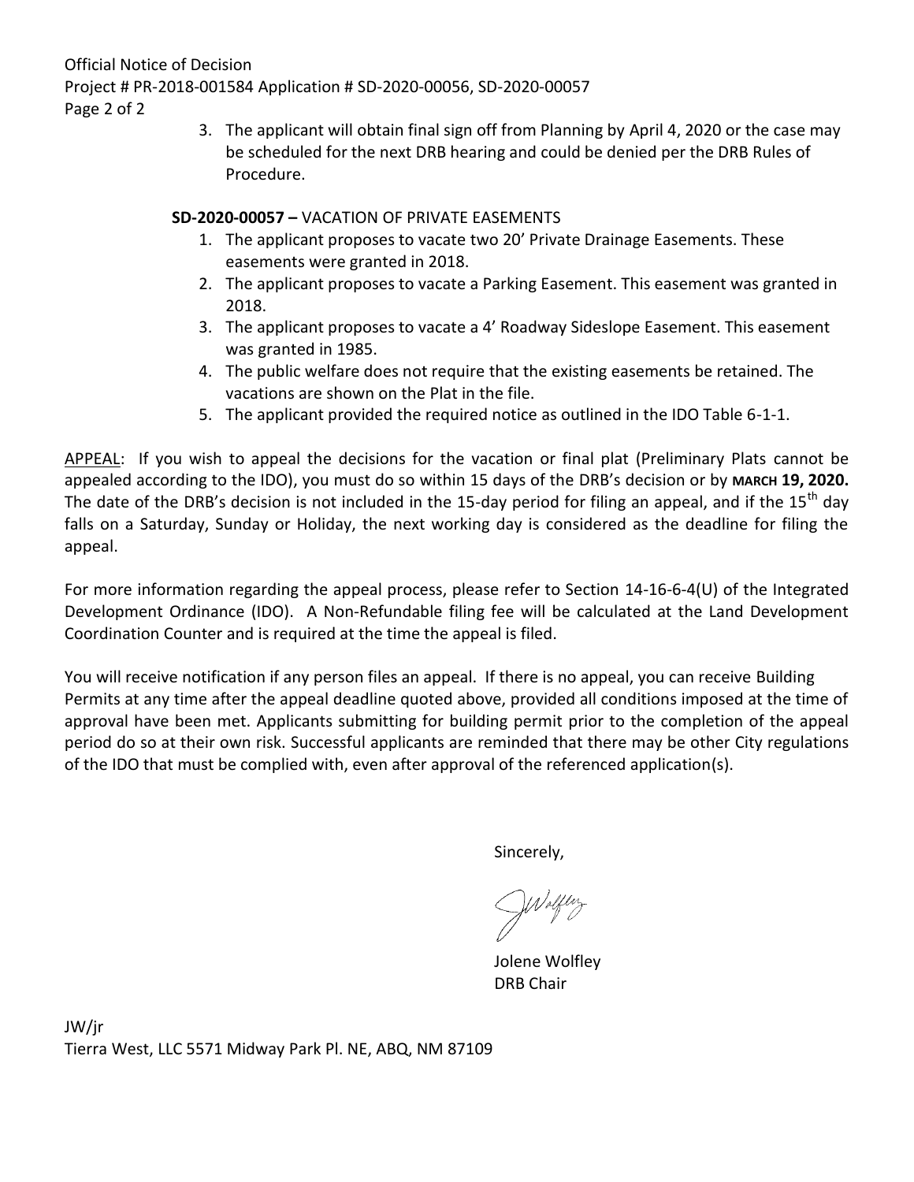3. The applicant will obtain final sign off from Planning by April 4, 2020 or the case may be scheduled for the next DRB hearing and could be denied per the DRB Rules of Procedure.

**SD-2020-00057 –** VACATION OF PRIVATE EASEMENTS

1. The applicant proposes to vacate two 20' Private Drainage Easements. These easements were granted in 2018.
2. The applicant proposes to vacate a Parking Easement. This easement was granted in 2018.
3. The applicant proposes to vacate a 4' Roadway Sideslope Easement. This easement was granted in 1985.
4. The public welfare does not require that the existing easements be retained. The vacations are shown on the Plat in the file.
5. The applicant provided the required notice as outlined in the IDO Table 6-1-1.

APPEAL: If you wish to appeal the decisions for the vacation or final plat (Preliminary Plats cannot be appealed according to the IDO), you must do so within 15 days of the DRB's decision or by **MARCH 19, 2020.** The date of the DRB's decision is not included in the 15-day period for filing an appeal, and if the 15th day falls on a Saturday, Sunday or Holiday, the next working day is considered as the deadline for filing the appeal.

For more information regarding the appeal process, please refer to Section 14-16-6-4(U) of the Integrated Development Ordinance (IDO). A Non-Refundable filing fee will be calculated at the Land Development Coordination Counter and is required at the time the appeal is filed.

You will receive notification if any person files an appeal. If there is no appeal, you can receive Building Permits at any time after the appeal deadline quoted above, provided all conditions imposed at the time of approval have been met. Applicants submitting for building permit prior to the completion of the appeal period do so at their own risk. Successful applicants are reminded that there may be other City regulations of the IDO that must be complied with, even after approval of the referenced application(s).

Sincerely,

Jolene Wolfley
DRB Chair

JW/jr
Tierra West, LLC 5571 Midway Park Pl. NE, ABQ, NM 87109